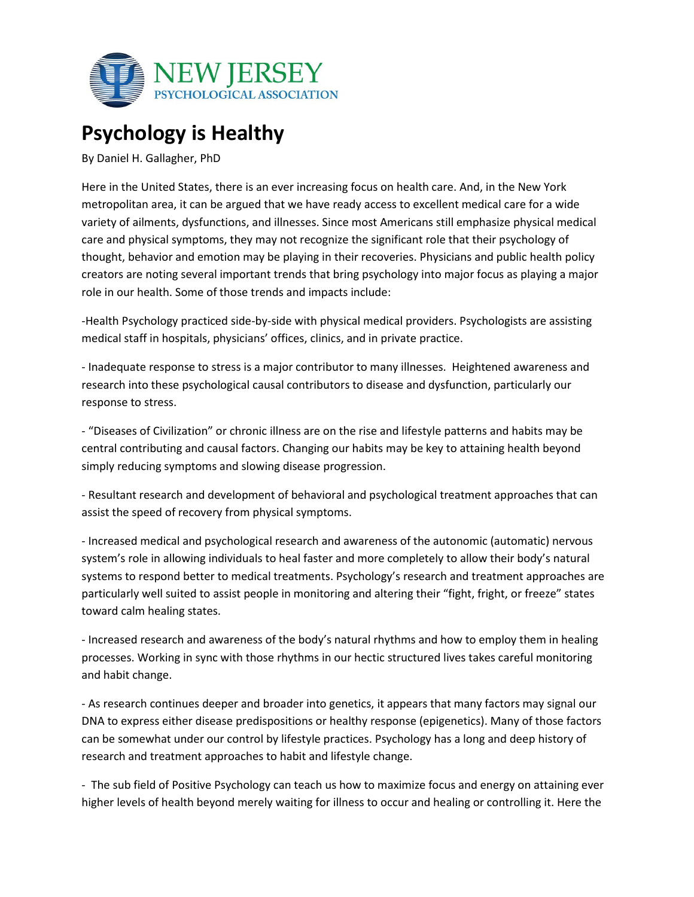NEW JERSEY
PSYCHOLOGICAL ASSOCIATION

# Psychology is Healthy

By Daniel H. Gallagher, PhD

Here in the United States, there is an ever increasing focus on health care. And, in the New York metropolitan area, it can be argued that we have ready access to excellent medical care for a wide variety of ailments, dysfunctions, and illnesses. Since most Americans still emphasize physical medical care and physical symptoms, they may not recognize the significant role that their psychology of thought, behavior and emotion may be playing in their recoveries. Physicians and public health policy creators are noting several important trends that bring psychology into major focus as playing a major role in our health. Some of those trends and impacts include:

-Health Psychology practiced side-by-side with physical medical providers. Psychologists are assisting medical staff in hospitals, physicians' offices, clinics, and in private practice.

- Inadequate response to stress is a major contributor to many illnesses. Heightened awareness and research into these psychological causal contributors to disease and dysfunction, particularly our response to stress.

- "Diseases of Civilization" or chronic illness are on the rise and lifestyle patterns and habits may be central contributing and causal factors. Changing our habits may be key to attaining health beyond simply reducing symptoms and slowing disease progression.

- Resultant research and development of behavioral and psychological treatment approaches that can assist the speed of recovery from physical symptoms.

- Increased medical and psychological research and awareness of the autonomic (automatic) nervous system's role in allowing individuals to heal faster and more completely to allow their body's natural systems to respond better to medical treatments. Psychology's research and treatment approaches are particularly well suited to assist people in monitoring and altering their "fight, fright, or freeze" states toward calm healing states.

- Increased research and awareness of the body's natural rhythms and how to employ them in healing processes. Working in sync with those rhythms in our hectic structured lives takes careful monitoring and habit change.

- As research continues deeper and broader into genetics, it appears that many factors may signal our DNA to express either disease predispositions or healthy response (epigenetics). Many of those factors can be somewhat under our control by lifestyle practices. Psychology has a long and deep history of research and treatment approaches to habit and lifestyle change.

- The sub field of Positive Psychology can teach us how to maximize focus and energy on attaining ever higher levels of health beyond merely waiting for illness to occur and healing or controlling it. Here the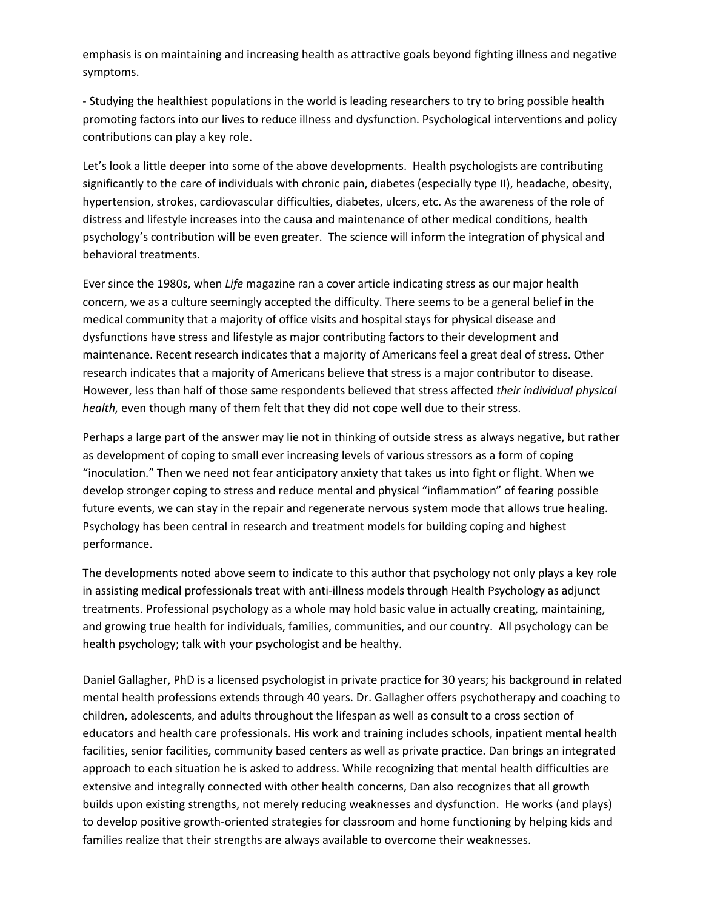emphasis is on maintaining and increasing health as attractive goals beyond fighting illness and negative symptoms.

- Studying the healthiest populations in the world is leading researchers to try to bring possible health promoting factors into our lives to reduce illness and dysfunction. Psychological interventions and policy contributions can play a key role.

Let's look a little deeper into some of the above developments. Health psychologists are contributing significantly to the care of individuals with chronic pain, diabetes (especially type II), headache, obesity, hypertension, strokes, cardiovascular difficulties, diabetes, ulcers, etc. As the awareness of the role of distress and lifestyle increases into the causa and maintenance of other medical conditions, health psychology's contribution will be even greater. The science will inform the integration of physical and behavioral treatments.

Ever since the 1980s, when *Life* magazine ran a cover article indicating stress as our major health concern, we as a culture seemingly accepted the difficulty. There seems to be a general belief in the medical community that a majority of office visits and hospital stays for physical disease and dysfunctions have stress and lifestyle as major contributing factors to their development and maintenance. Recent research indicates that a majority of Americans feel a great deal of stress. Other research indicates that a majority of Americans believe that stress is a major contributor to disease. However, less than half of those same respondents believed that stress affected *their individual physical health,* even though many of them felt that they did not cope well due to their stress.

Perhaps a large part of the answer may lie not in thinking of outside stress as always negative, but rather as development of coping to small ever increasing levels of various stressors as a form of coping "inoculation." Then we need not fear anticipatory anxiety that takes us into fight or flight. When we develop stronger coping to stress and reduce mental and physical "inflammation" of fearing possible future events, we can stay in the repair and regenerate nervous system mode that allows true healing. Psychology has been central in research and treatment models for building coping and highest performance.

The developments noted above seem to indicate to this author that psychology not only plays a key role in assisting medical professionals treat with anti-illness models through Health Psychology as adjunct treatments. Professional psychology as a whole may hold basic value in actually creating, maintaining, and growing true health for individuals, families, communities, and our country. All psychology can be health psychology; talk with your psychologist and be healthy.

Daniel Gallagher, PhD is a licensed psychologist in private practice for 30 years; his background in related mental health professions extends through 40 years. Dr. Gallagher offers psychotherapy and coaching to children, adolescents, and adults throughout the lifespan as well as consult to a cross section of educators and health care professionals. His work and training includes schools, inpatient mental health facilities, senior facilities, community based centers as well as private practice. Dan brings an integrated approach to each situation he is asked to address. While recognizing that mental health difficulties are extensive and integrally connected with other health concerns, Dan also recognizes that all growth builds upon existing strengths, not merely reducing weaknesses and dysfunction. He works (and plays) to develop positive growth-oriented strategies for classroom and home functioning by helping kids and families realize that their strengths are always available to overcome their weaknesses.